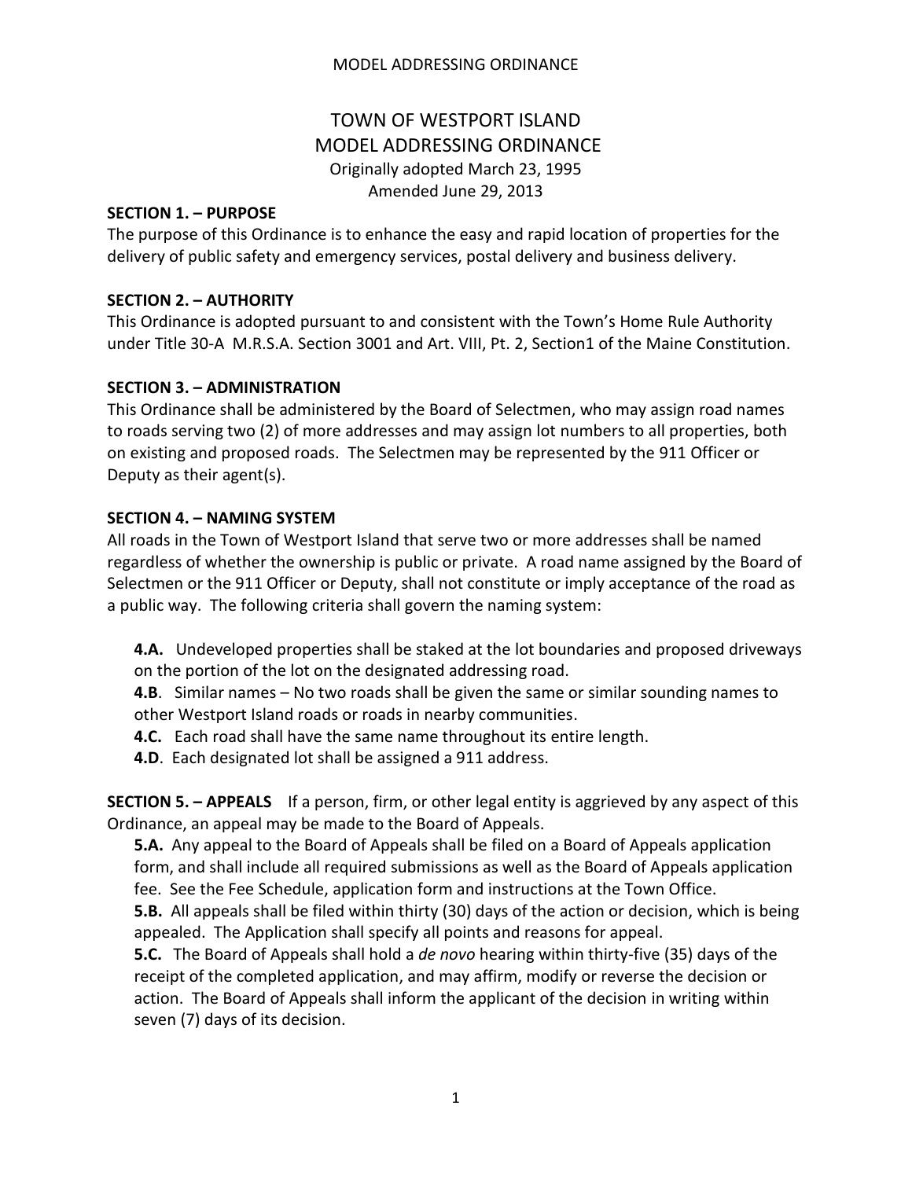# TOWN OF WESTPORT ISLAND
# MODEL ADDRESSING ORDINANCE

Originally adopted March 23, 1995
Amended June 29, 2013

**SECTION 1. – PURPOSE**

The purpose of this Ordinance is to enhance the easy and rapid location of properties for the delivery of public safety and emergency services, postal delivery and business delivery.

**SECTION 2. – AUTHORITY**

This Ordinance is adopted pursuant to and consistent with the Town's Home Rule Authority under Title 30-A M.R.S.A. Section 3001 and Art. VIII, Pt. 2, Section1 of the Maine Constitution.

**SECTION 3. – ADMINISTRATION**

This Ordinance shall be administered by the Board of Selectmen, who may assign road names to roads serving two (2) of more addresses and may assign lot numbers to all properties, both on existing and proposed roads. The Selectmen may be represented by the 911 Officer or Deputy as their agent(s).

**SECTION 4. – NAMING SYSTEM**

All roads in the Town of Westport Island that serve two or more addresses shall be named regardless of whether the ownership is public or private. A road name assigned by the Board of Selectmen or the 911 Officer or Deputy, shall not constitute or imply acceptance of the road as a public way. The following criteria shall govern the naming system:

**4.A.** Undeveloped properties shall be staked at the lot boundaries and proposed driveways on the portion of the lot on the designated addressing road.

**4.B**. Similar names – No two roads shall be given the same or similar sounding names to other Westport Island roads or roads in nearby communities.

**4.C.** Each road shall have the same name throughout its entire length.

**4.D**. Each designated lot shall be assigned a 911 address.

**SECTION 5. – APPEALS** If a person, firm, or other legal entity is aggrieved by any aspect of this Ordinance, an appeal may be made to the Board of Appeals.

**5.A.** Any appeal to the Board of Appeals shall be filed on a Board of Appeals application form, and shall include all required submissions as well as the Board of Appeals application fee. See the Fee Schedule, application form and instructions at the Town Office.

**5.B.** All appeals shall be filed within thirty (30) days of the action or decision, which is being appealed. The Application shall specify all points and reasons for appeal.

**5.C.** The Board of Appeals shall hold a *de novo* hearing within thirty-five (35) days of the receipt of the completed application, and may affirm, modify or reverse the decision or action. The Board of Appeals shall inform the applicant of the decision in writing within seven (7) days of its decision.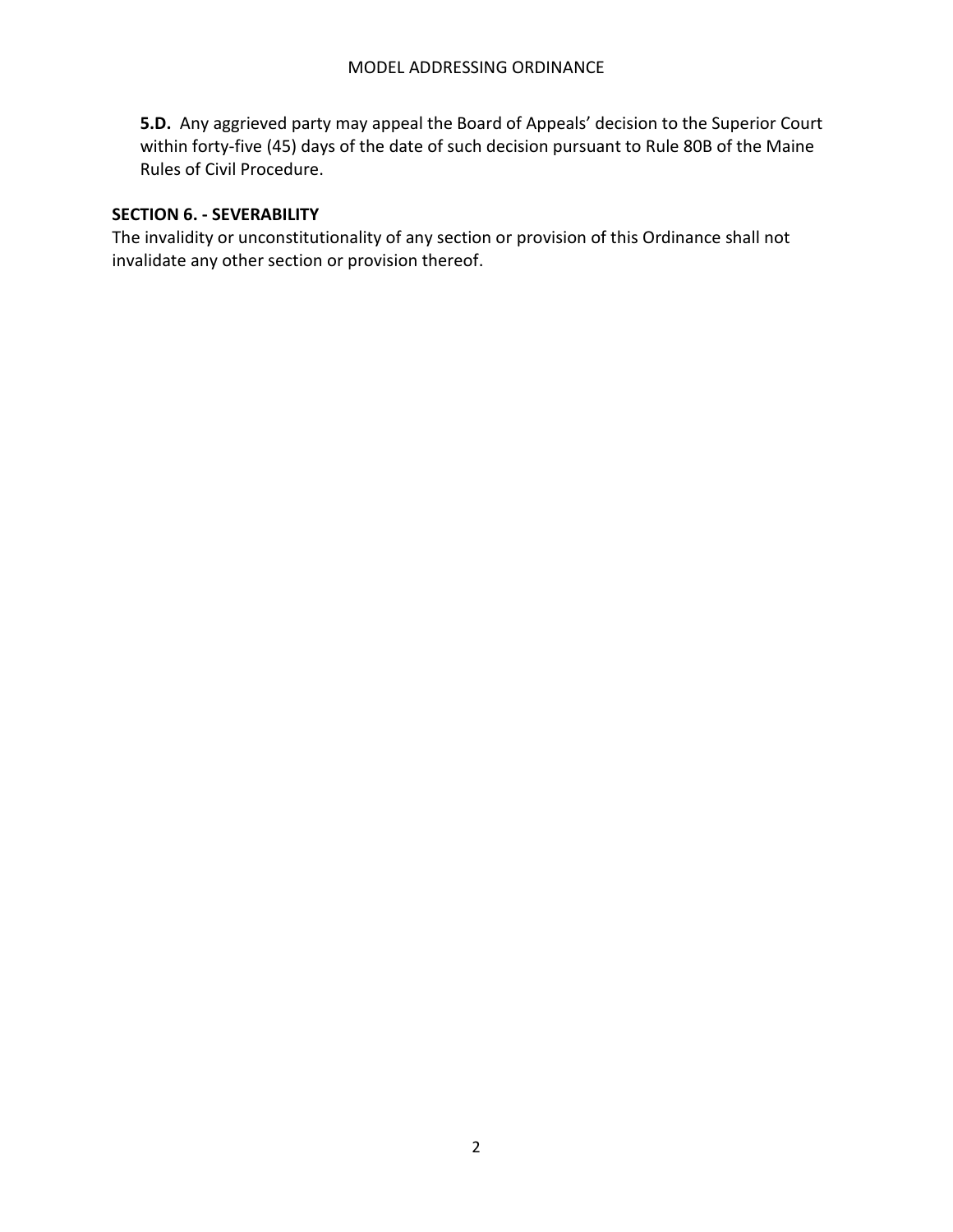**5.D.** Any aggrieved party may appeal the Board of Appeals' decision to the Superior Court within forty-five (45) days of the date of such decision pursuant to Rule 80B of the Maine Rules of Civil Procedure.

**SECTION 6. - SEVERABILITY**

The invalidity or unconstitutionality of any section or provision of this Ordinance shall not invalidate any other section or provision thereof.